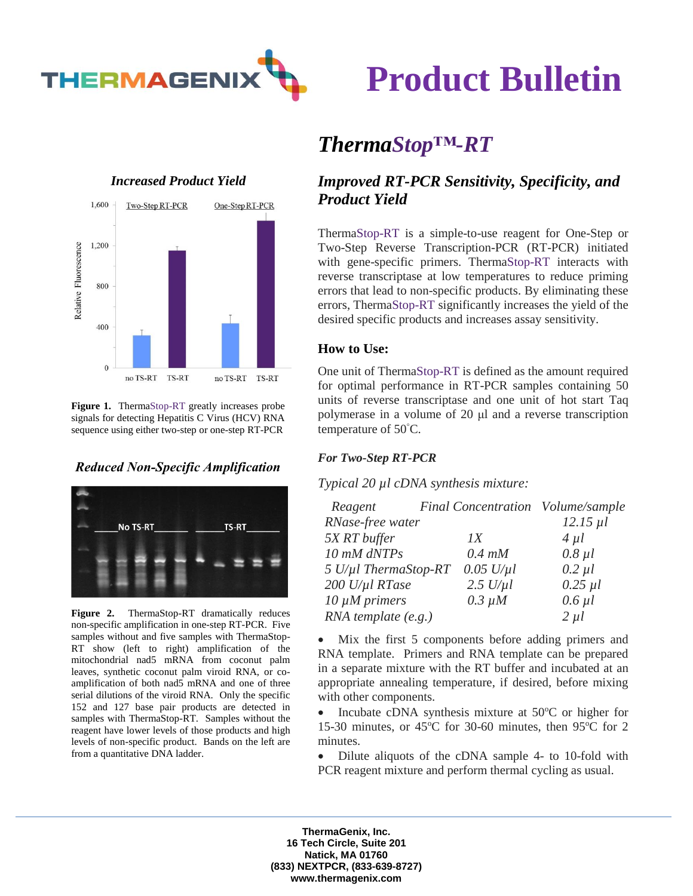# Product Bulletin

## *ThermaStop™-RT*

### *Improved RT-PCR Sensitivity, Specificity, and Product Yield*

ThermaStop-RT is a simple-to-use reagent for One-Step or Two-Step Reverse Transcription-PCR (RT-PCR) initiated with gene-specific primers. ThermaStop-RT interacts with reverse transcriptase at low temperatures to reduce priming errors that lead to non-specific products. By eliminating these errors, ThermaStop-RT significantly increases the yield of the desired specific products and increases assay sensitivity.

### How to Use:

One unit of ThermaStop-RT is defined as the amount required for optimal performance in RT-PCR samples containing 50 units of reverse transcriptase and one unit of hot start Taq polymerase in a volume of 20 µl and a reverse transcription temperature of 50˚C.

#### *For Two-Step RT-PCR*

*Typical 20 µl cDNA synthesis mixture:*

| *Reagent* | *Final Concentration* | *Volume/sample* |
|---|---|---|
| *RNase-free water* | | *12.15 µl* |
| *5X RT buffer* | *1X* | *4 µl* |
| *10 mM dNTPs* | *0.4 mM* | *0.8 µl* |
| *5 U/µl ThermaStop-RT* | *0.05 U/µl* | *0.2 µl* |
| *200 U/µl RTase* | *2.5 U/µl* | *0.25 µl* |
| *10 µM primers* | *0.3 µM* | *0.6 µl* |
| *RNA template (e.g.)* | | *2 µl* |

- Mix the first 5 components before adding primers and RNA template. Primers and RNA template can be prepared in a separate mixture with the RT buffer and incubated at an appropriate annealing temperature, if desired, before mixing with other components.
- Incubate cDNA synthesis mixture at 50ºC or higher for 15-30 minutes, or 45ºC for 30-60 minutes, then 95ºC for 2 minutes.
- Dilute aliquots of the cDNA sample 4- to 10-fold with PCR reagent mixture and perform thermal cycling as usual.

### *Increased Product Yield*

**Figure 1.** ThermaStop-RT greatly increases probe signals for detecting Hepatitis C Virus (HCV) RNA sequence using either two-step or one-step RT-PCR

### *Reduced Non-Specific Amplification*

**Figure 2.** ThermaStop-RT dramatically reduces non-specific amplification in one-step RT-PCR. Five samples without and five samples with ThermaStop-RT show (left to right) amplification of the mitochondrial nad5 mRNA from coconut palm leaves, synthetic coconut palm viroid RNA, or co-amplification of both nad5 mRNA and one of three serial dilutions of the viroid RNA. Only the specific 152 and 127 base pair products are detected in samples with ThermaStop-RT. Samples without the reagent have lower levels of those products and high levels of non-specific product. Bands on the left are from a quantitative DNA ladder.

**ThermaGenix, Inc.**
**16 Tech Circle, Suite 201**
**Natick, MA 01760**
**(833) NEXTPCR, (833-639-8727)**
**www.thermagenix.com**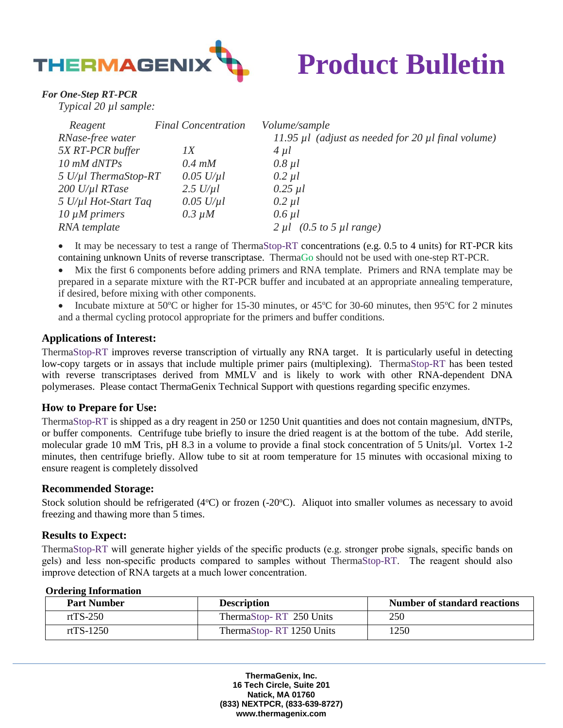# Product Bulletin

***For One-Step RT-PCR***

*Typical 20 µl sample:*

| *Reagent* | *Final Concentration* | *Volume/sample* |
|---|---|---|
| *RNase-free water* | | *11.95 µl (adjust as needed for 20 µl final volume)* |
| *5X RT-PCR buffer* | *1X* | *4 µl* |
| *10 mM dNTPs* | *0.4 mM* | *0.8 µl* |
| *5 U/µl ThermaStop-RT* | *0.05 U/µl* | *0.2 µl* |
| *200 U/µl RTase* | *2.5 U/µl* | *0.25 µl* |
| *5 U/µl Hot-Start Taq* | *0.05 U/µl* | *0.2 µl* |
| *10 µM primers* | *0.3 µM* | *0.6 µl* |
| *RNA template* | | *2 µl (0.5 to 5 µl range)* |

- It may be necessary to test a range of ThermaStop-RT concentrations (e.g. 0.5 to 4 units) for RT-PCR kits containing unknown Units of reverse transcriptase. ThermaGo should not be used with one-step RT-PCR.
- Mix the first 6 components before adding primers and RNA template. Primers and RNA template may be prepared in a separate mixture with the RT-PCR buffer and incubated at an appropriate annealing temperature, if desired, before mixing with other components.
- Incubate mixture at 50ºC or higher for 15-30 minutes, or 45ºC for 30-60 minutes, then 95ºC for 2 minutes and a thermal cycling protocol appropriate for the primers and buffer conditions.

## Applications of Interest:

ThermaStop-RT improves reverse transcription of virtually any RNA target. It is particularly useful in detecting low-copy targets or in assays that include multiple primer pairs (multiplexing). ThermaStop-RT has been tested with reverse transcriptases derived from MMLV and is likely to work with other RNA-dependent DNA polymerases. Please contact ThermaGenix Technical Support with questions regarding specific enzymes.

## How to Prepare for Use:

ThermaStop-RT is shipped as a dry reagent in 250 or 1250 Unit quantities and does not contain magnesium, dNTPs, or buffer components. Centrifuge tube briefly to insure the dried reagent is at the bottom of the tube. Add sterile, molecular grade 10 mM Tris, pH 8.3 in a volume to provide a final stock concentration of 5 Units/µl. Vortex 1-2 minutes, then centrifuge briefly. Allow tube to sit at room temperature for 15 minutes with occasional mixing to ensure reagent is completely dissolved

## Recommended Storage:

Stock solution should be refrigerated (4ºC) or frozen (-20ºC). Aliquot into smaller volumes as necessary to avoid freezing and thawing more than 5 times.

## Results to Expect:

ThermaStop-RT will generate higher yields of the specific products (e.g. stronger probe signals, specific bands on gels) and less non-specific products compared to samples without ThermaStop-RT. The reagent should also improve detection of RNA targets at a much lower concentration.

**Ordering Information**

| Part Number | Description | Number of standard reactions |
|---|---|---|
| rtTS-250 | ThermaStop- RT 250 Units | 250 |
| rtTS-1250 | ThermaStop- RT 1250 Units | 1250 |

**ThermaGenix, Inc.**
**16 Tech Circle, Suite 201**
**Natick, MA 01760**
**(833) NEXTPCR, (833-639-8727)**
**www.thermagenix.com**